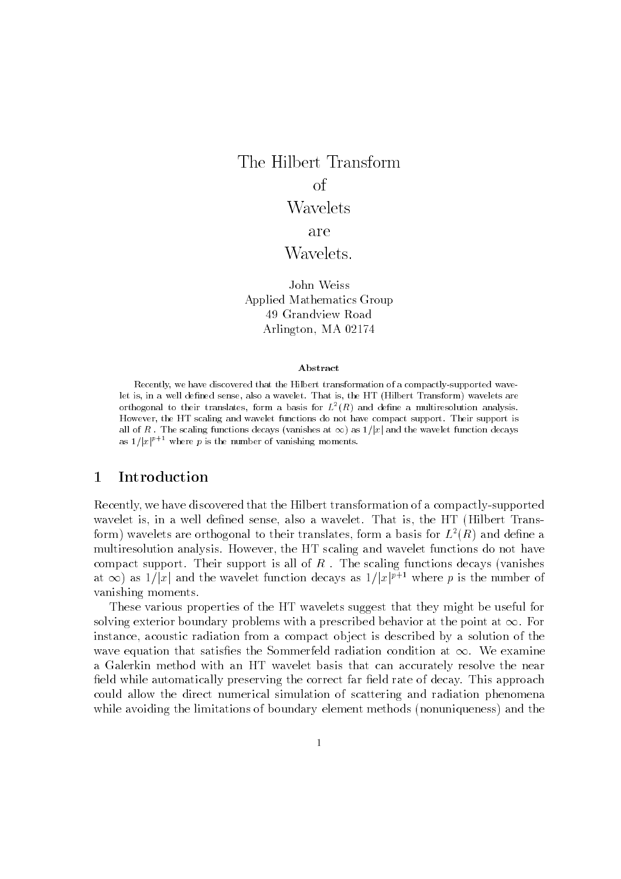// The Hilbert Transform of Wavelets are Wavelets.

# The Hilbert Transform of Wavelets are Wavelets.

John Weiss
Applied Mathematics Group
49 Grandview Road
Arlington, MA 02174

**Abstract**

Recently, we have discovered that the Hilbert transformation of a compactly-supported wavelet is, in a well defined sense, also a wavelet. That is, the HT (Hilbert Transform) wavelets are orthogonal to their translates, form a basis for $L^2(R)$ and define a multiresolution analysis. However, the HT scaling and wavelet functions do not have compact support. Their support is all of $R$ . The scaling functions decays (vanishes at $\infty$) as $1/|x|$ and the wavelet function decays as $1/|x|^{p+1}$ where $p$ is the number of vanishing moments.

## 1 Introduction

Recently, we have discovered that the Hilbert transformation of a compactly-supported wavelet is, in a well defined sense, also a wavelet. That is, the HT (Hilbert Transform) wavelets are orthogonal to their translates, form a basis for $L^2(R)$ and define a multiresolution analysis. However, the HT scaling and wavelet functions do not have compact support. Their support is all of $R$ . The scaling functions decays (vanishes at $\infty$) as $1/|x|$ and the wavelet function decays as $1/|x|^{p+1}$ where $p$ is the number of vanishing moments.

These various properties of the HT wavelets suggest that they might be useful for solving exterior boundary problems with a prescribed behavior at the point at $\infty$. For instance, acoustic radiation from a compact object is described by a solution of the wave equation that satisfies the Sommerfeld radiation condition at $\infty$. We examine a Galerkin method with an HT wavelet basis that can accurately resolve the near field while automatically preserving the correct far field rate of decay. This approach could allow the direct numerical simulation of scattering and radiation phenomena while avoiding the limitations of boundary element methods (nonuniqueness) and the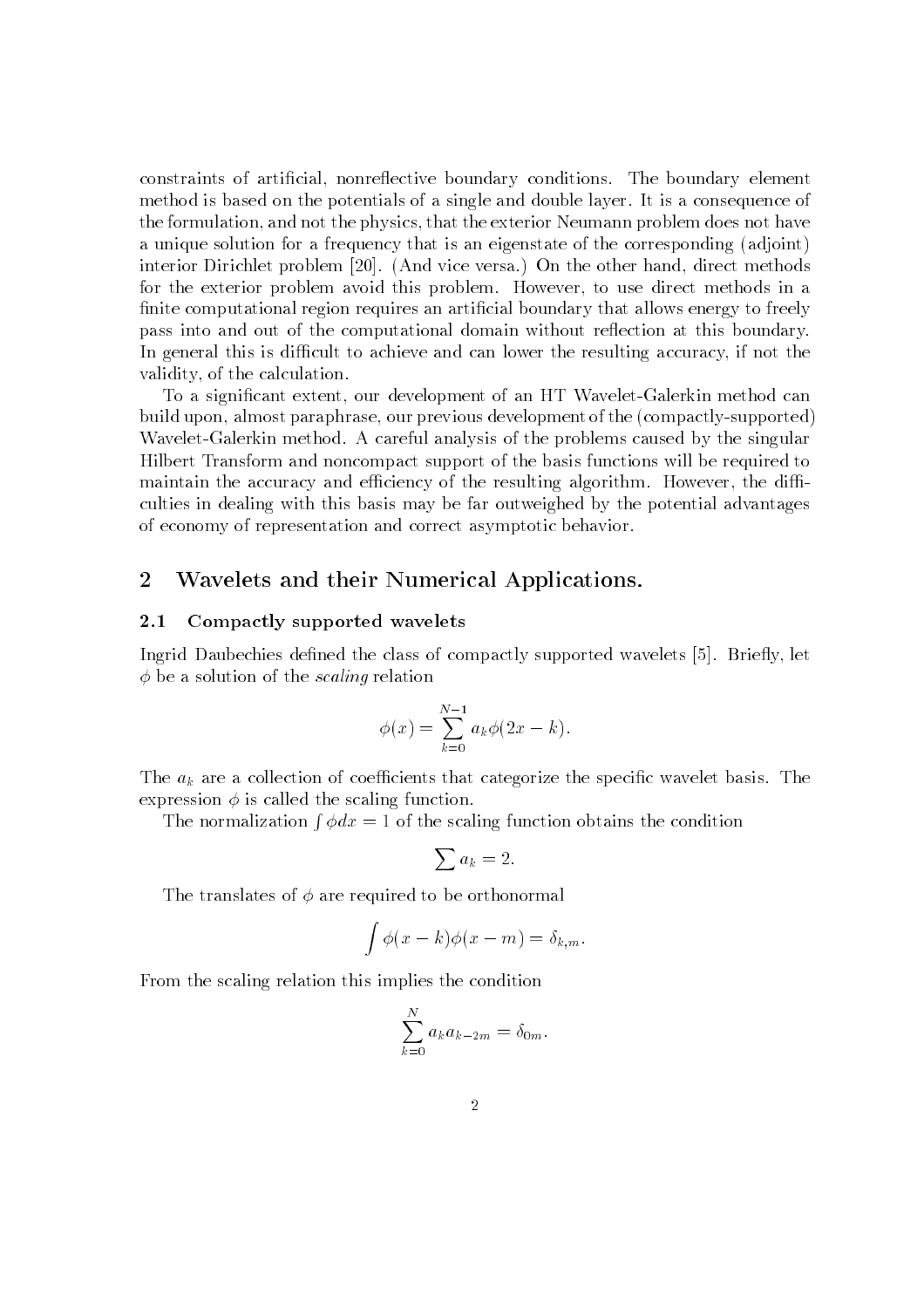constraints of artificial, nonreflective boundary conditions. The boundary element method is based on the potentials of a single and double layer. It is a consequence of the formulation, and not the physics, that the exterior Neumann problem does not have a unique solution for a frequency that is an eigenstate of the corresponding (adjoint) interior Dirichlet problem [20]. (And vice versa.) On the other hand, direct methods for the exterior problem avoid this problem. However, to use direct methods in a finite computational region requires an artificial boundary that allows energy to freely pass into and out of the computational domain without reflection at this boundary. In general this is difficult to achieve and can lower the resulting accuracy, if not the validity, of the calculation.

To a significant extent, our development of an HT Wavelet-Galerkin method can build upon, almost paraphrase, our previous development of the (compactly-supported) Wavelet-Galerkin method. A careful analysis of the problems caused by the singular Hilbert Transform and noncompact support of the basis functions will be required to maintain the accuracy and efficiency of the resulting algorithm. However, the difficulties in dealing with this basis may be far outweighed by the potential advantages of economy of representation and correct asymptotic behavior.

## 2 Wavelets and their Numerical Applications.

### 2.1 Compactly supported wavelets

Ingrid Daubechies defined the class of compactly supported wavelets [5]. Briefly, let $\phi$ be a solution of the *scaling* relation

$$\phi(x) = \sum_{k=0}^{N-1} a_k \phi(2x - k).$$

The $a_k$ are a collection of coefficients that categorize the specific wavelet basis. The expression $\phi$ is called the scaling function.

The normalization $\int \phi dx = 1$ of the scaling function obtains the condition

$$\sum a_k = 2.$$

The translates of $\phi$ are required to be orthonormal

$$\int \phi(x-k)\phi(x-m) = \delta_{k,m}.$$

From the scaling relation this implies the condition

$$\sum_{k=0}^{N} a_k a_{k-2m} = \delta_{0m}.$$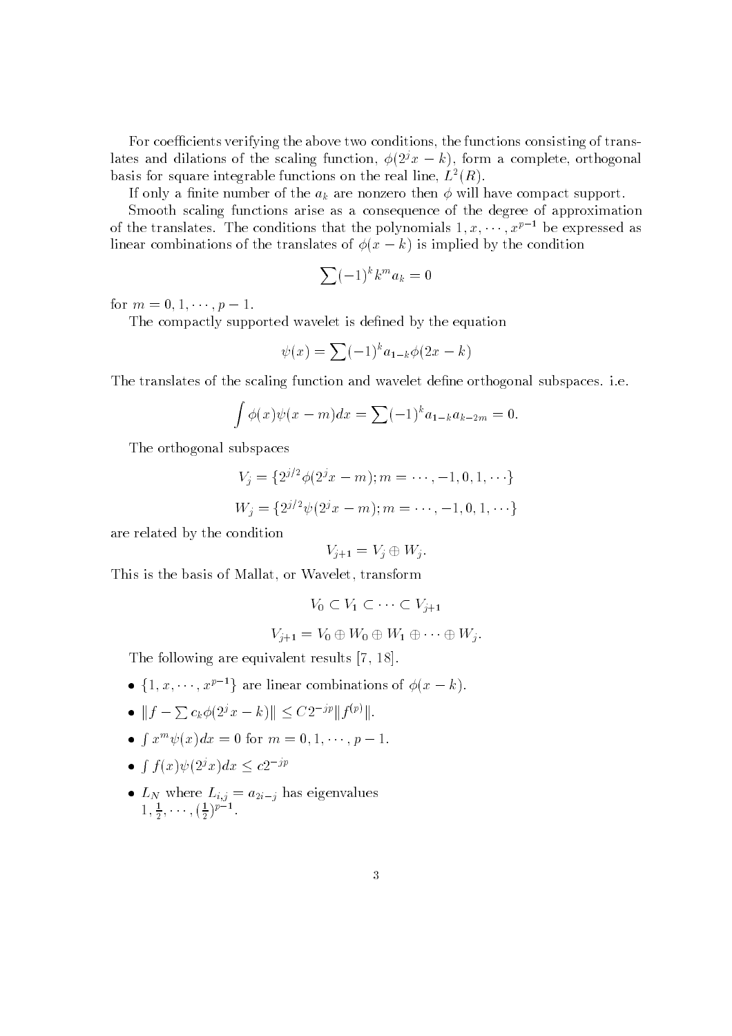For coefficients verifying the above two conditions, the functions consisting of translates and dilations of the scaling function, $\phi(2^j x - k)$, form a complete, orthogonal basis for square integrable functions on the real line, $L^2(R)$.

If only a finite number of the $a_k$ are nonzero then $\phi$ will have compact support.

Smooth scaling functions arise as a consequence of the degree of approximation of the translates. The conditions that the polynomials $1, x, \cdots, x^{p-1}$ be expressed as linear combinations of the translates of $\phi(x - k)$ is implied by the condition

$$\sum (-1)^k k^m a_k = 0$$

for $m = 0, 1, \cdots, p - 1$.

The compactly supported wavelet is defined by the equation

$$\psi(x) = \sum (-1)^k a_{1-k} \phi(2x - k)$$

The translates of the scaling function and wavelet define orthogonal subspaces. i.e.

$$\int \phi(x)\psi(x - m)dx = \sum (-1)^k a_{1-k} a_{k-2m} = 0.$$

The orthogonal subspaces

$$V_j = \{2^{j/2}\phi(2^j x - m); m = \cdots, -1, 0, 1, \cdots\}$$

$$W_j = \{2^{j/2}\psi(2^j x - m); m = \cdots, -1, 0, 1, \cdots\}$$

are related by the condition

$$V_{j+1} = V_j \oplus W_j.$$

This is the basis of Mallat, or Wavelet, transform

$$V_0 \subset V_1 \subset \cdots \subset V_{j+1}$$

$$V_{j+1} = V_0 \oplus W_0 \oplus W_1 \oplus \cdots \oplus W_j.$$

The following are equivalent results [7, 18].

- $\{1, x, \cdots, x^{p-1}\}$ are linear combinations of $\phi(x - k)$.
- $\| f - \sum c_k \phi(2^j x - k) \| \leq C 2^{-jp} \| f^{(p)} \|$.
- $\int x^m \psi(x) dx = 0$ for $m = 0, 1, \cdots, p - 1$.
- $\int f(x)\psi(2^j x)dx \leq c 2^{-jp}$
- $L_N$ where $L_{i,j} = a_{2i-j}$ has eigenvalues $1, \frac{1}{2}, \cdots, (\frac{1}{2})^{p-1}$.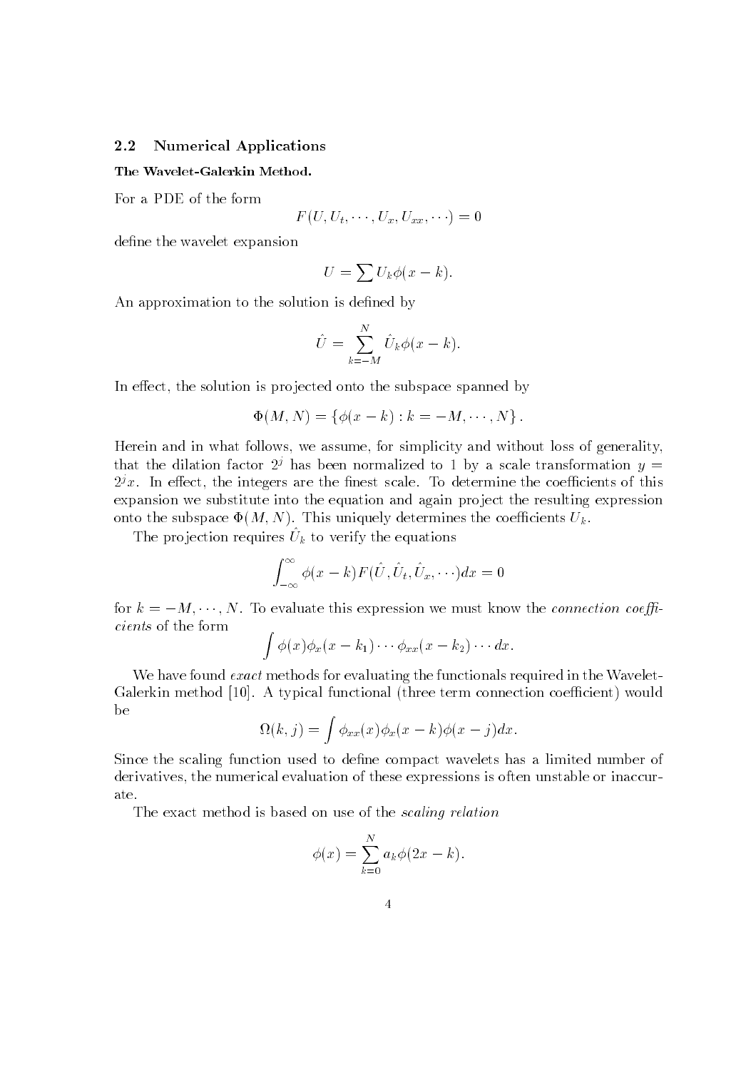## 2.2 Numerical Applications

**The Wavelet-Galerkin Method.**

For a PDE of the form

$$F(U, U_t, \cdots, U_x, U_{xx}, \cdots) = 0$$

define the wavelet expansion

$$U = \sum U_k \phi(x-k).$$

An approximation to the solution is defined by

$$\hat{U} = \sum_{k=-M}^{N} \hat{U}_k \phi(x-k).$$

In effect, the solution is projected onto the subspace spanned by

$$\Phi(M, N) = \{\phi(x-k) : k = -M, \cdots, N\}.$$

Herein and in what follows, we assume, for simplicity and without loss of generality, that the dilation factor $2^j$ has been normalized to 1 by a scale transformation $y = 2^j x$. In effect, the integers are the finest scale. To determine the coefficients of this expansion we substitute into the equation and again project the resulting expression onto the subspace $\Phi(M, N)$. This uniquely determines the coefficients $U_k$.

The projection requires $\hat{U}_k$ to verify the equations

$$\int_{-\infty}^{\infty} \phi(x-k) F(\hat{U}, \hat{U}_t, \hat{U}_x, \cdots) dx = 0$$

for $k = -M, \cdots, N$. To evaluate this expression we must know the *connection coefficients* of the form

$$\int \phi(x) \phi_x(x-k_1) \cdots \phi_{xx}(x-k_2) \cdots dx.$$

We have found *exact* methods for evaluating the functionals required in the Wavelet-Galerkin method [10]. A typical functional (three term connection coefficient) would be

$$\Omega(k, j) = \int \phi_{xx}(x) \phi_x(x-k) \phi(x-j) dx.$$

Since the scaling function used to define compact wavelets has a limited number of derivatives, the numerical evaluation of these expressions is often unstable or inaccurate.

The exact method is based on use of the *scaling relation*

$$\phi(x) = \sum_{k=0}^{N} a_k \phi(2x-k).$$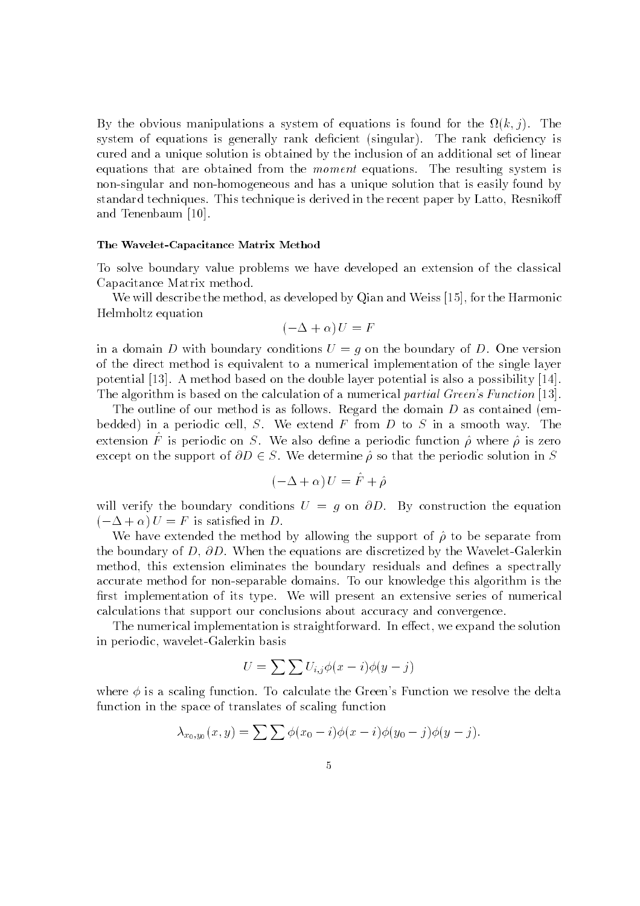By the obvious manipulations a system of equations is found for the $\Omega(k, j)$. The system of equations is generally rank deficient (singular). The rank deficiency is cured and a unique solution is obtained by the inclusion of an additional set of linear equations that are obtained from the *moment* equations. The resulting system is non-singular and non-homogeneous and has a unique solution that is easily found by standard techniques. This technique is derived in the recent paper by Latto, Resnikoff and Tenenbaum [10].

#### The Wavelet-Capacitance Matrix Method

To solve boundary value problems we have developed an extension of the classical Capacitance Matrix method.

We will describe the method, as developed by Qian and Weiss [15], for the Harmonic Helmholtz equation

$$(-\Delta + \alpha)U = F$$

in a domain $D$ with boundary conditions $U = g$ on the boundary of $D$. One version of the direct method is equivalent to a numerical implementation of the single layer potential [13]. A method based on the double layer potential is also a possibility [14]. The algorithm is based on the calculation of a numerical *partial Green's Function* [13].

The outline of our method is as follows. Regard the domain $D$ as contained (embedded) in a periodic cell, $S$. We extend $F$ from $D$ to $S$ in a smooth way. The extension $\hat{F}$ is periodic on $S$. We also define a periodic function $\hat{\rho}$ where $\hat{\rho}$ is zero except on the support of $\partial D \in S$. We determine $\hat{\rho}$ so that the periodic solution in $S$

$$(-\Delta + \alpha)U = \hat{F} + \hat{\rho}$$

will verify the boundary conditions $U = g$ on $\partial D$. By construction the equation $(-\Delta + \alpha)U = F$ is satisfied in $D$.

We have extended the method by allowing the support of $\hat{\rho}$ to be separate from the boundary of $D$, $\partial D$. When the equations are discretized by the Wavelet-Galerkin method, this extension eliminates the boundary residuals and defines a spectrally accurate method for non-separable domains. To our knowledge this algorithm is the first implementation of its type. We will present an extensive series of numerical calculations that support our conclusions about accuracy and convergence.

The numerical implementation is straightforward. In effect, we expand the solution in periodic, wavelet-Galerkin basis

$$U = \sum \sum U_{i,j} \phi(x - i) \phi(y - j)$$

where $\phi$ is a scaling function. To calculate the Green's Function we resolve the delta function in the space of translates of scaling function

$$\lambda_{x_0,y_0}(x, y) = \sum \sum \phi(x_0 - i)\phi(x - i)\phi(y_0 - j)\phi(y - j).$$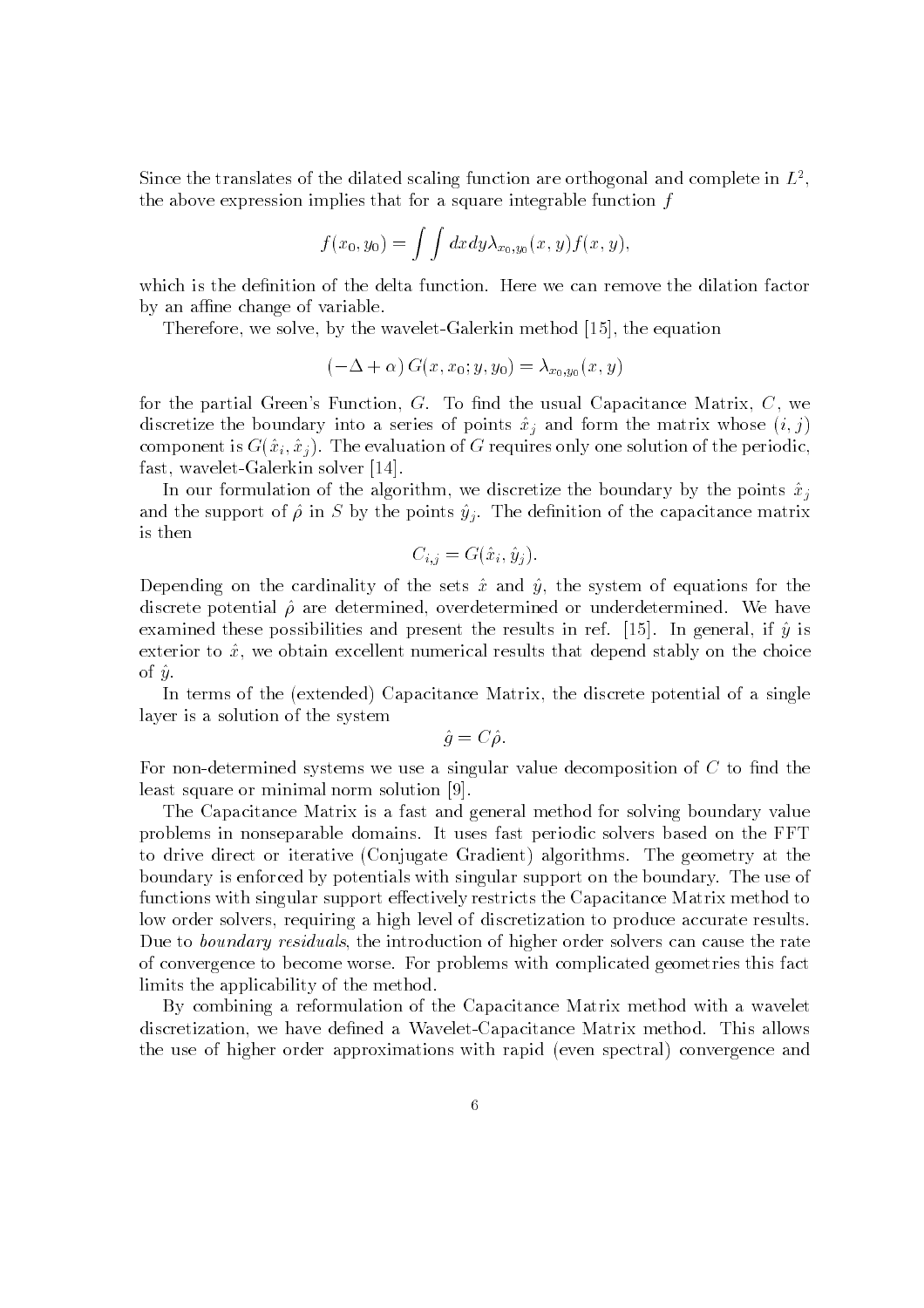Since the translates of the dilated scaling function are orthogonal and complete in $L^2$, the above expression implies that for a square integrable function $f$

$$f(x_0, y_0) = \int\int dx dy \lambda_{x_0,y_0}(x, y) f(x, y),$$

which is the definition of the delta function. Here we can remove the dilation factor by an affine change of variable.

Therefore, we solve, by the wavelet-Galerkin method [15], the equation

$$(-\Delta + \alpha)\, G(x, x_0; y, y_0) = \lambda_{x_0,y_0}(x, y)$$

for the partial Green's Function, $G$. To find the usual Capacitance Matrix, $C$, we discretize the boundary into a series of points $\hat{x}_j$ and form the matrix whose $(i, j)$ component is $G(\hat{x}_i, \hat{x}_j)$. The evaluation of $G$ requires only one solution of the periodic, fast, wavelet-Galerkin solver [14].

In our formulation of the algorithm, we discretize the boundary by the points $\hat{x}_j$ and the support of $\hat{\rho}$ in $S$ by the points $\hat{y}_j$. The definition of the capacitance matrix is then

$$C_{i,j} = G(\hat{x}_i, \hat{y}_j).$$

Depending on the cardinality of the sets $\hat{x}$ and $\hat{y}$, the system of equations for the discrete potential $\hat{\rho}$ are determined, overdetermined or underdetermined. We have examined these possibilities and present the results in ref. [15]. In general, if $\hat{y}$ is exterior to $\hat{x}$, we obtain excellent numerical results that depend stably on the choice of $\hat{y}$.

In terms of the (extended) Capacitance Matrix, the discrete potential of a single layer is a solution of the system

$$\hat{g} = C\hat{\rho}.$$

For non-determined systems we use a singular value decomposition of $C$ to find the least square or minimal norm solution [9].

The Capacitance Matrix is a fast and general method for solving boundary value problems in nonseparable domains. It uses fast periodic solvers based on the FFT to drive direct or iterative (Conjugate Gradient) algorithms. The geometry at the boundary is enforced by potentials with singular support on the boundary. The use of functions with singular support effectively restricts the Capacitance Matrix method to low order solvers, requiring a high level of discretization to produce accurate results. Due to *boundary residuals*, the introduction of higher order solvers can cause the rate of convergence to become worse. For problems with complicated geometries this fact limits the applicability of the method.

By combining a reformulation of the Capacitance Matrix method with a wavelet discretization, we have defined a Wavelet-Capacitance Matrix method. This allows the use of higher order approximations with rapid (even spectral) convergence and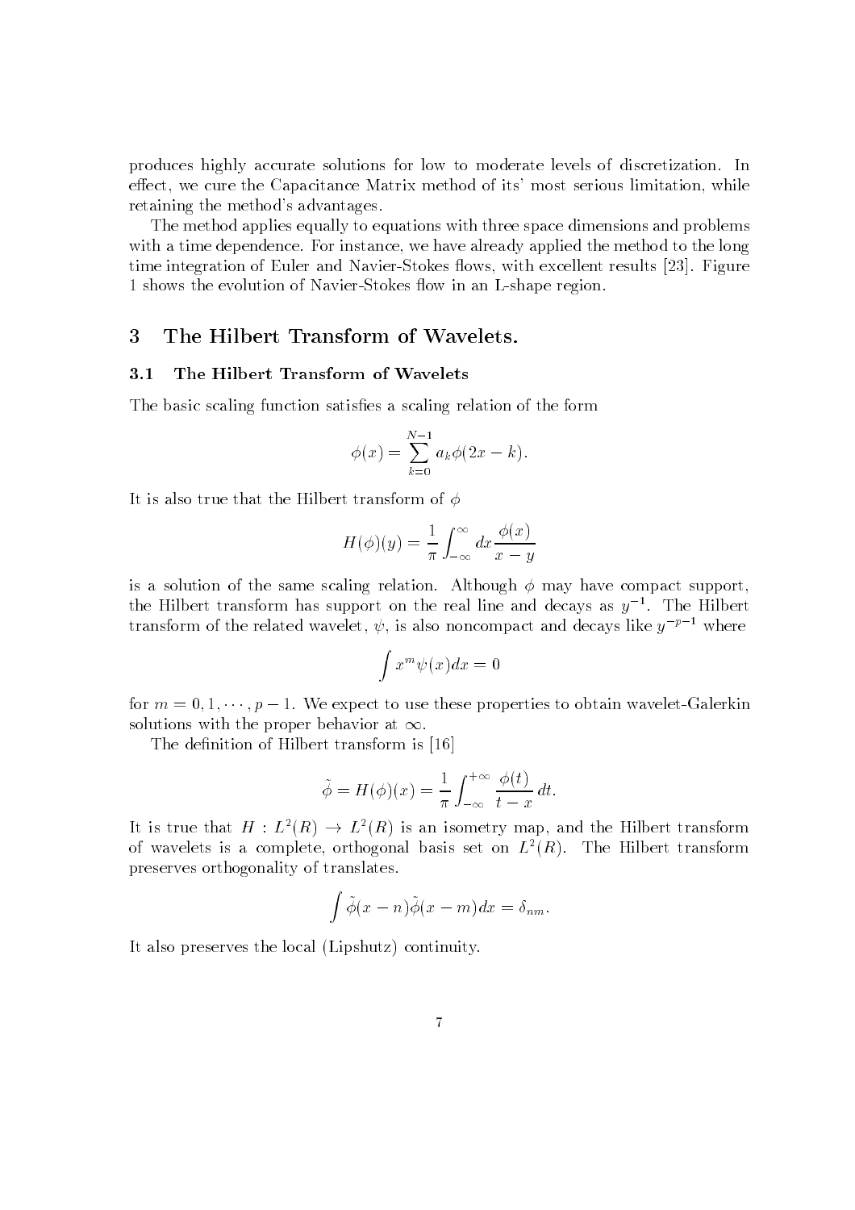produces highly accurate solutions for low to moderate levels of discretization. In effect, we cure the Capacitance Matrix method of its' most serious limitation, while retaining the method's advantages.

The method applies equally to equations with three space dimensions and problems with a time dependence. For instance, we have already applied the method to the long time integration of Euler and Navier-Stokes flows, with excellent results [23]. Figure 1 shows the evolution of Navier-Stokes flow in an L-shape region.

## 3 The Hilbert Transform of Wavelets.

### 3.1 The Hilbert Transform of Wavelets

The basic scaling function satisfies a scaling relation of the form

$$\phi(x) = \sum_{k=0}^{N-1} a_k \phi(2x - k).$$

It is also true that the Hilbert transform of $\phi$

$$H(\phi)(y) = \frac{1}{\pi} \int_{-\infty}^{\infty} dx \frac{\phi(x)}{x - y}$$

is a solution of the same scaling relation. Although $\phi$ may have compact support, the Hilbert transform has support on the real line and decays as $y^{-1}$. The Hilbert transform of the related wavelet, $\psi$, is also noncompact and decays like $y^{-p-1}$ where

$$\int x^m \psi(x) dx = 0$$

for $m = 0, 1, \cdots, p-1$. We expect to use these properties to obtain wavelet-Galerkin solutions with the proper behavior at $\infty$.

The definition of Hilbert transform is [16]

$$\tilde{\phi} = H(\phi)(x) = \frac{1}{\pi} \int_{-\infty}^{+\infty} \frac{\phi(t)}{t - x} \, dt.$$

It is true that $H : L^2(R) \rightarrow L^2(R)$ is an isometry map, and the Hilbert transform of wavelets is a complete, orthogonal basis set on $L^2(R)$. The Hilbert transform preserves orthogonality of translates.

$$\int \tilde{\phi}(x - n) \tilde{\phi}(x - m) dx = \delta_{nm}.$$

It also preserves the local (Lipshutz) continuity.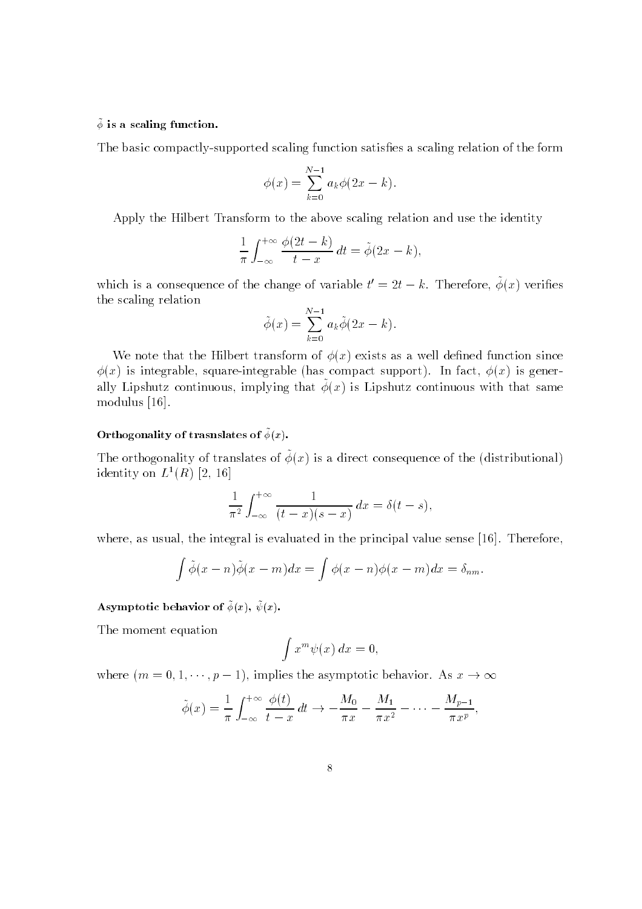**$\tilde{\phi}$ is a scaling function.**

The basic compactly-supported scaling function satisfies a scaling relation of the form

$$\phi(x) = \sum_{k=0}^{N-1} a_k \phi(2x - k).$$

Apply the Hilbert Transform to the above scaling relation and use the identity

$$\frac{1}{\pi} \int_{-\infty}^{+\infty} \frac{\phi(2t-k)}{t-x}\, dt = \tilde{\phi}(2x-k),$$

which is a consequence of the change of variable $t' = 2t - k$. Therefore, $\tilde{\phi}(x)$ verifies the scaling relation

$$\tilde{\phi}(x) = \sum_{k=0}^{N-1} a_k \tilde{\phi}(2x - k).$$

We note that the Hilbert transform of $\phi(x)$ exists as a well defined function since $\phi(x)$ is integrable, square-integrable (has compact support). In fact, $\phi(x)$ is generally Lipshutz continuous, implying that $\tilde{\phi}(x)$ is Lipshutz continuous with that same modulus [16].

**Orthogonality of trasnslates of $\tilde{\phi}(x)$.**

The orthogonality of translates of $\tilde{\phi}(x)$ is a direct consequence of the (distributional) identity on $L^1(R)$ [2, 16]

$$\frac{1}{\pi^2} \int_{-\infty}^{+\infty} \frac{1}{(t-x)(s-x)}\, dx = \delta(t-s),$$

where, as usual, the integral is evaluated in the principal value sense [16]. Therefore,

$$\int \tilde{\phi}(x-n)\tilde{\phi}(x-m)dx = \int \phi(x-n)\phi(x-m)dx = \delta_{nm}.$$

**Asymptotic behavior of $\tilde{\phi}(x)$, $\tilde{\psi}(x)$.**

The moment equation

$$\int x^m \psi(x)\, dx = 0,$$

where $(m = 0, 1, \cdots, p-1)$, implies the asymptotic behavior. As $x \to \infty$

$$\tilde{\phi}(x) = \frac{1}{\pi} \int_{-\infty}^{+\infty} \frac{\phi(t)}{t-x}\, dt \to -\frac{M_0}{\pi x} - \frac{M_1}{\pi x^2} - \cdots - \frac{M_{p-1}}{\pi x^p},$$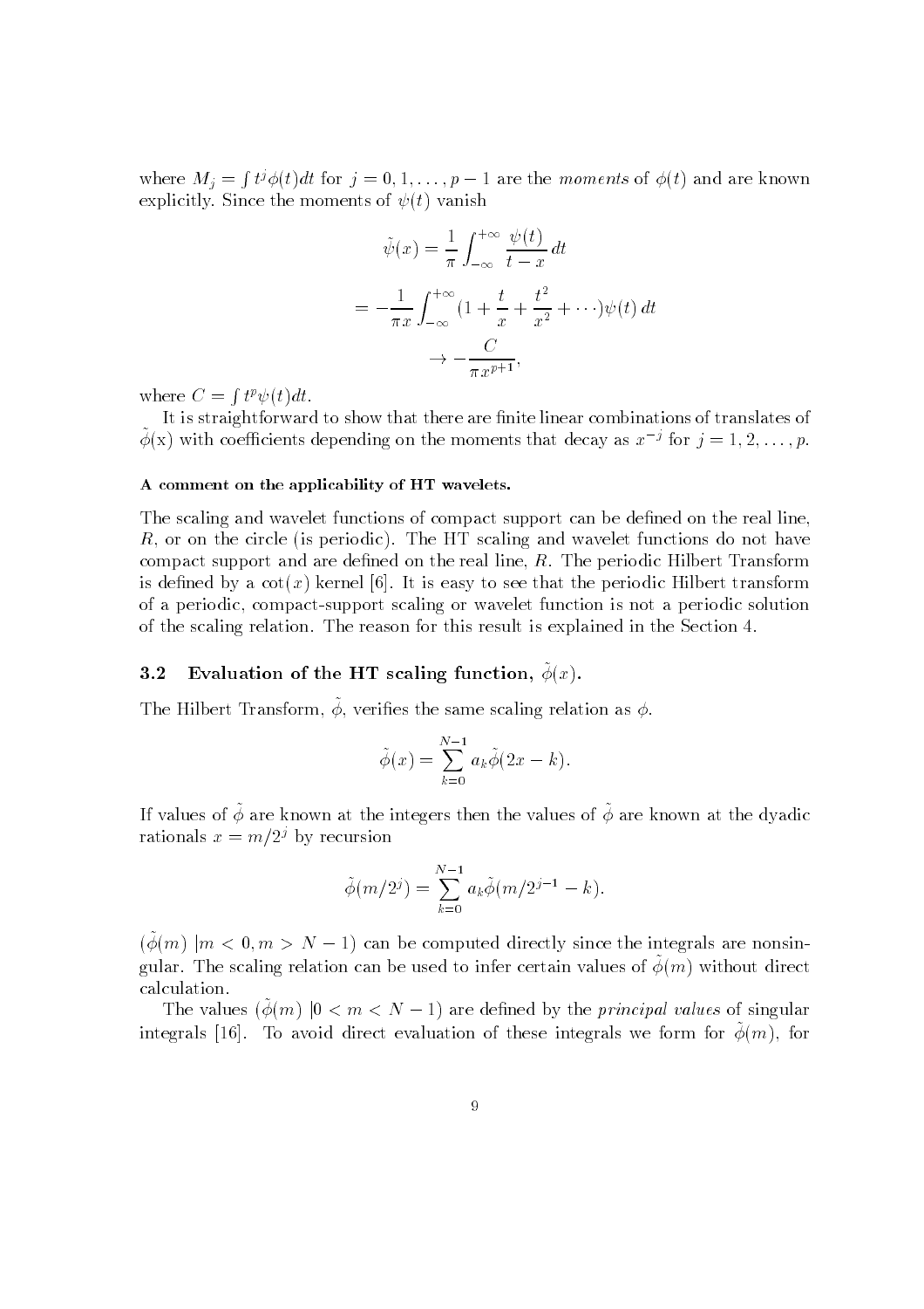where $M_j = \int t^j \phi(t) dt$ for $j = 0, 1, \ldots, p-1$ are the *moments* of $\phi(t)$ and are known explicitly. Since the moments of $\psi(t)$ vanish

$$\tilde{\psi}(x) = \frac{1}{\pi} \int_{-\infty}^{+\infty} \frac{\psi(t)}{t - x} \, dt$$

$$= -\frac{1}{\pi x} \int_{-\infty}^{+\infty} (1 + \frac{t}{x} + \frac{t^2}{x^2} + \cdots) \psi(t) \, dt$$

$$\rightarrow -\frac{C}{\pi x^{p+1}},$$

where $C = \int t^p \psi(t) dt$.

It is straightforward to show that there are finite linear combinations of translates of $\tilde{\phi}(\mathrm{x})$ with coefficients depending on the moments that decay as $x^{-j}$ for $j = 1, 2, \ldots, p$.

#### A comment on the applicability of HT wavelets.

The scaling and wavelet functions of compact support can be defined on the real line, $R$, or on the circle (is periodic). The HT scaling and wavelet functions do not have compact support and are defined on the real line, $R$. The periodic Hilbert Transform is defined by a $\cot(x)$ kernel [6]. It is easy to see that the periodic Hilbert transform of a periodic, compact-support scaling or wavelet function is not a periodic solution of the scaling relation. The reason for this result is explained in the Section 4.

### 3.2 Evaluation of the HT scaling function, $\tilde{\phi}(x)$.

The Hilbert Transform, $\tilde{\phi}$, verifies the same scaling relation as $\phi$.

$$\tilde{\phi}(x) = \sum_{k=0}^{N-1} a_k \tilde{\phi}(2x - k).$$

If values of $\tilde{\phi}$ are known at the integers then the values of $\tilde{\phi}$ are known at the dyadic rationals $x = m/2^j$ by recursion

$$\tilde{\phi}(m/2^j) = \sum_{k=0}^{N-1} a_k \tilde{\phi}(m/2^{j-1} - k).$$

$(\tilde{\phi}(m) \mid m < 0, m > N-1)$ can be computed directly since the integrals are nonsingular. The scaling relation can be used to infer certain values of $\tilde{\phi}(m)$ without direct calculation.

The values $(\tilde{\phi}(m) \mid 0 < m < N-1)$ are defined by the *principal values* of singular integrals [16]. To avoid direct evaluation of these integrals we form for $\tilde{\phi}(m)$, for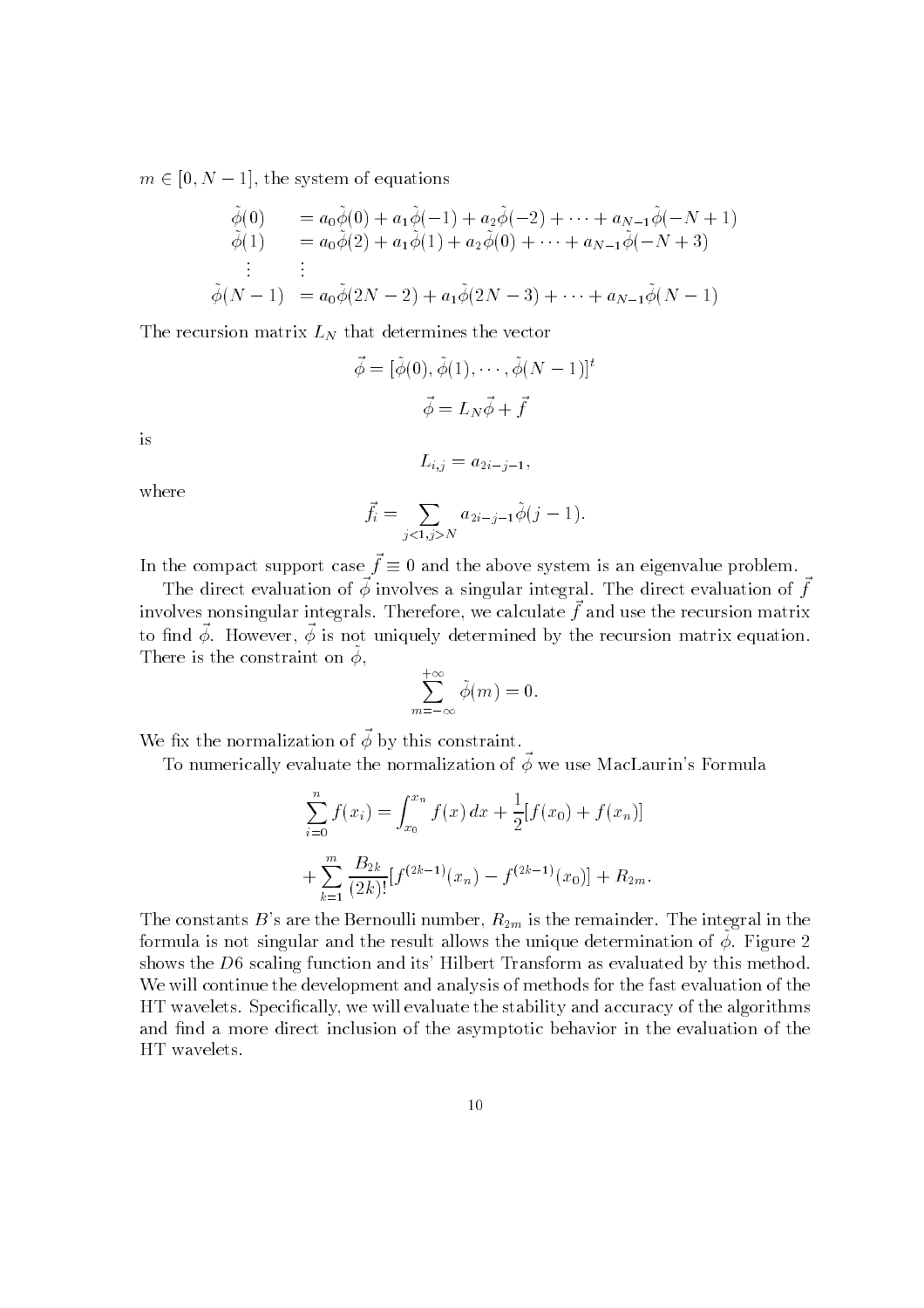$m \in [0, N-1]$, the system of equations

$$
\begin{array}{ll}
\tilde{\phi}(0) & = a_0\tilde{\phi}(0) + a_1\tilde{\phi}(-1) + a_2\tilde{\phi}(-2) + \cdots + a_{N-1}\tilde{\phi}(-N+1) \\
\tilde{\phi}(1) & = a_0\tilde{\phi}(2) + a_1\tilde{\phi}(1) + a_2\tilde{\phi}(0) + \cdots + a_{N-1}\tilde{\phi}(-N+3) \\
\vdots & \vdots \\
\tilde{\phi}(N-1) & = a_0\tilde{\phi}(2N-2) + a_1\tilde{\phi}(2N-3) + \cdots + a_{N-1}\tilde{\phi}(N-1)
\end{array}
$$

The recursion matrix $L_N$ that determines the vector

$$\vec{\phi} = [\tilde{\phi}(0), \tilde{\phi}(1), \cdots, \tilde{\phi}(N-1)]^t$$

$$\vec{\phi} = L_N\vec{\phi} + \vec{f}$$

is

$$L_{i,j} = a_{2i-j-1},$$

where

$$\vec{f}_i = \sum_{j<1, j>N} a_{2i-j-1}\tilde{\phi}(j-1).$$

In the compact support case $\vec{f} \equiv 0$ and the above system is an eigenvalue problem.

The direct evaluation of $\vec{\phi}$ involves a singular integral. The direct evaluation of $\vec{f}$ involves nonsingular integrals. Therefore, we calculate $\vec{f}$ and use the recursion matrix to find $\vec{\phi}$. However, $\vec{\phi}$ is not uniquely determined by the recursion matrix equation. There is the constraint on $\tilde{\phi}$,

$$\sum_{m=-\infty}^{+\infty} \tilde{\phi}(m) = 0.$$

We fix the normalization of $\vec{\phi}$ by this constraint.

To numerically evaluate the normalization of $\vec{\phi}$ we use MacLaurin's Formula

$$\sum_{i=0}^{n} f(x_i) = \int_{x_0}^{x_n} f(x)\,dx + \frac{1}{2}[f(x_0) + f(x_n)]$$

$$+ \sum_{k=1}^{m} \frac{B_{2k}}{(2k)!}[f^{(2k-1)}(x_n) - f^{(2k-1)}(x_0)] + R_{2m}.$$

The constants $B$'s are the Bernoulli number, $R_{2m}$ is the remainder. The integral in the formula is not singular and the result allows the unique determination of $\tilde{\phi}$. Figure 2 shows the $D6$ scaling function and its' Hilbert Transform as evaluated by this method. We will continue the development and analysis of methods for the fast evaluation of the HT wavelets. Specifically, we will evaluate the stability and accuracy of the algorithms and find a more direct inclusion of the asymptotic behavior in the evaluation of the HT wavelets.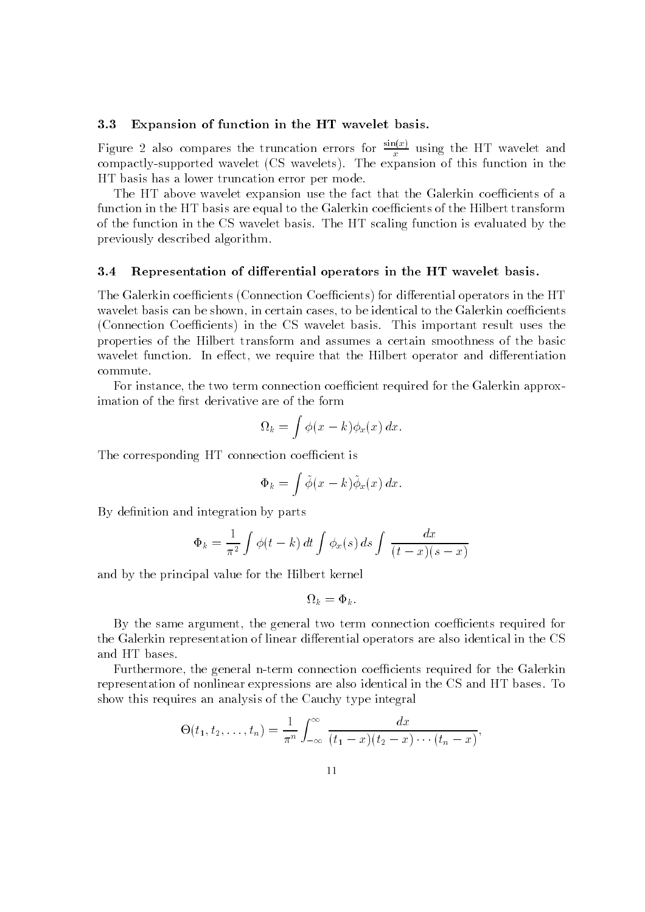### 3.3 Expansion of function in the HT wavelet basis.

Figure 2 also compares the truncation errors for $\frac{\sin(x)}{x}$ using the HT wavelet and compactly-supported wavelet (CS wavelets). The expansion of this function in the HT basis has a lower truncation error per mode.

The HT above wavelet expansion use the fact that the Galerkin coefficients of a function in the HT basis are equal to the Galerkin coefficients of the Hilbert transform of the function in the CS wavelet basis. The HT scaling function is evaluated by the previously described algorithm.

### 3.4 Representation of differential operators in the HT wavelet basis.

The Galerkin coefficients (Connection Coefficients) for differential operators in the HT wavelet basis can be shown, in certain cases, to be identical to the Galerkin coefficients (Connection Coefficients) in the CS wavelet basis. This important result uses the properties of the Hilbert transform and assumes a certain smoothness of the basic wavelet function. In effect, we require that the Hilbert operator and differentiation commute.

For instance, the two term connection coefficient required for the Galerkin approximation of the first derivative are of the form

$$\Omega_k = \int \phi(x-k)\phi_x(x)\,dx.$$

The corresponding HT connection coefficient is

$$\Phi_k = \int \tilde{\phi}(x-k)\tilde{\phi}_x(x)\,dx.$$

By definition and integration by parts

$$\Phi_k = \frac{1}{\pi^2}\int \phi(t-k)\,dt \int \phi_x(s)\,ds \int \frac{dx}{(t-x)(s-x)}$$

and by the principal value for the Hilbert kernel

$$\Omega_k = \Phi_k.$$

By the same argument, the general two term connection coefficients required for the Galerkin representation of linear differential operators are also identical in the CS and HT bases.

Furthermore, the general n-term connection coefficients required for the Galerkin representation of nonlinear expressions are also identical in the CS and HT bases. To show this requires an analysis of the Cauchy type integral

$$\Theta(t_1, t_2, \ldots, t_n) = \frac{1}{\pi^n}\int_{-\infty}^{\infty} \frac{dx}{(t_1-x)(t_2-x)\cdots(t_n-x)},$$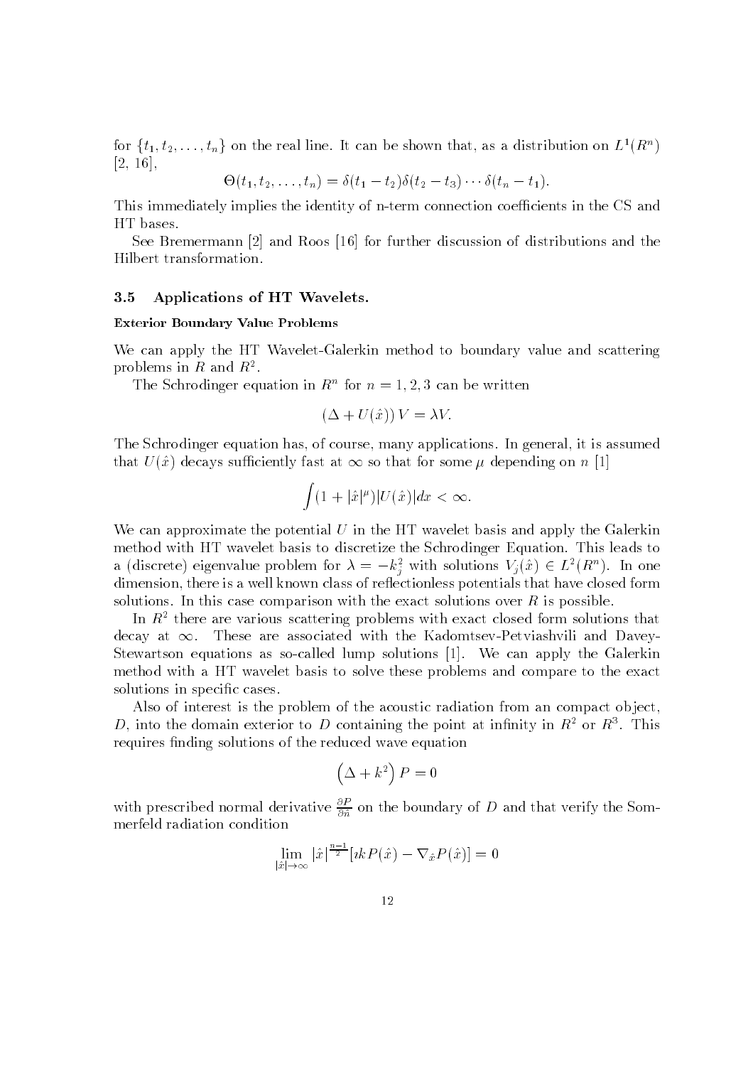for $\{t_1, t_2, \ldots, t_n\}$ on the real line. It can be shown that, as a distribution on $L^1(R^n)$ [2, 16],

$$\Theta(t_1, t_2, \ldots, t_n) = \delta(t_1 - t_2)\delta(t_2 - t_3)\cdots\delta(t_n - t_1).$$

This immediately implies the identity of n-term connection coefficients in the CS and HT bases.

See Bremermann [2] and Roos [16] for further discussion of distributions and the Hilbert transformation.

### 3.5 Applications of HT Wavelets.

**Exterior Boundary Value Problems**

We can apply the HT Wavelet-Galerkin method to boundary value and scattering problems in $R$ and $R^2$.

The Schrodinger equation in $R^n$ for $n = 1, 2, 3$ can be written

$$(\Delta + U(\hat{x}))\, V = \lambda V.$$

The Schrodinger equation has, of course, many applications. In general, it is assumed that $U(\hat{x})$ decays sufficiently fast at $\infty$ so that for some $\mu$ depending on $n$ [1]

$$\int (1 + |\hat{x}|^{\mu})|U(\hat{x})|dx < \infty.$$

We can approximate the potential $U$ in the HT wavelet basis and apply the Galerkin method with HT wavelet basis to discretize the Schrodinger Equation. This leads to a (discrete) eigenvalue problem for $\lambda = -k_j^2$ with solutions $V_j(\hat{x}) \in L^2(R^n)$. In one dimension, there is a well known class of reflectionless potentials that have closed form solutions. In this case comparison with the exact solutions over $R$ is possible.

In $R^2$ there are various scattering problems with exact closed form solutions that decay at $\infty$. These are associated with the Kadomtsev-Petviashvili and Davey-Stewartson equations as so-called lump solutions [1]. We can apply the Galerkin method with a HT wavelet basis to solve these problems and compare to the exact solutions in specific cases.

Also of interest is the problem of the acoustic radiation from an compact object, $D$, into the domain exterior to $D$ containing the point at infinity in $R^2$ or $R^3$. This requires finding solutions of the reduced wave equation

$$\left(\Delta + k^2\right) P = 0$$

with prescribed normal derivative $\frac{\partial P}{\partial \hat{n}}$ on the boundary of $D$ and that verify the Sommerfeld radiation condition

$$\lim_{|\hat{x}| \to \infty} |\hat{x}|^{\frac{n-1}{2}} [\imath k P(\hat{x}) - \nabla_{\hat{x}} P(\hat{x})] = 0$$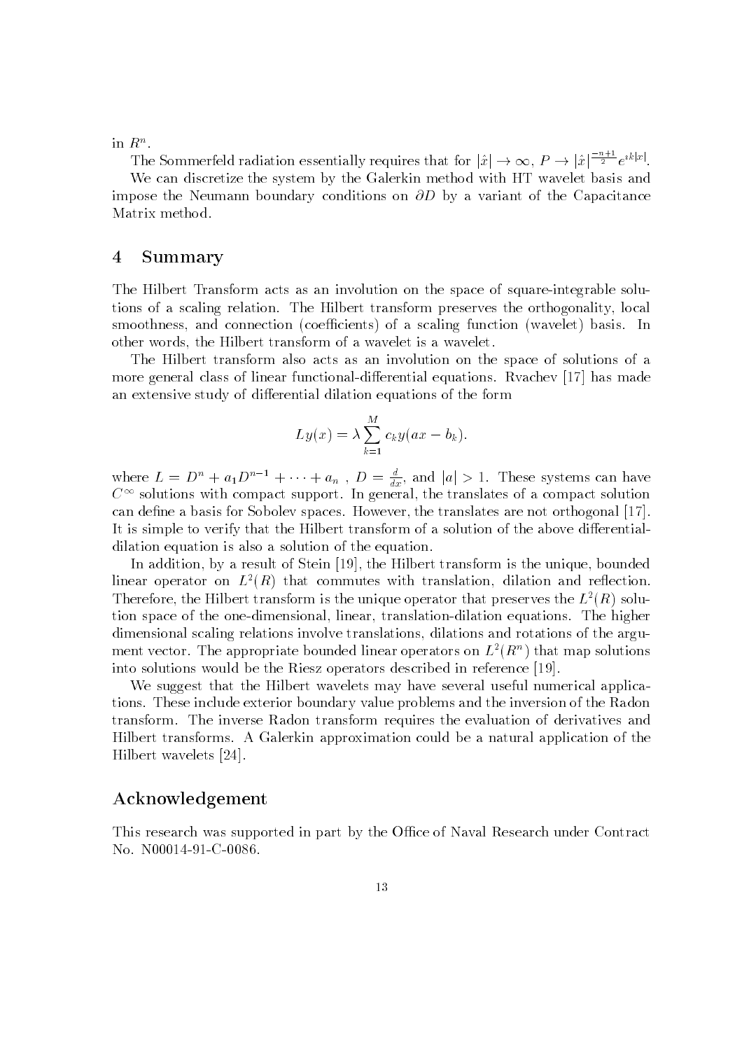in $R^n$.

The Sommerfeld radiation essentially requires that for $|\hat{x}| \to \infty$, $P \to |\hat{x}|^{\frac{-n+1}{2}} e^{ik|x|}$.

We can discretize the system by the Galerkin method with HT wavelet basis and impose the Neumann boundary conditions on $\partial D$ by a variant of the Capacitance Matrix method.

## 4 Summary

The Hilbert Transform acts as an involution on the space of square-integrable solutions of a scaling relation. The Hilbert transform preserves the orthogonality, local smoothness, and connection (coefficients) of a scaling function (wavelet) basis. In other words, the Hilbert transform of a wavelet is a wavelet.

The Hilbert transform also acts as an involution on the space of solutions of a more general class of linear functional-differential equations. Rvachev [17] has made an extensive study of differential dilation equations of the form

$$Ly(x) = \lambda \sum_{k=1}^{M} c_k y(ax - b_k).$$

where $L = D^n + a_1 D^{n-1} + \cdots + a_n$ , $D = \frac{d}{dx}$, and $|a| > 1$. These systems can have $C^\infty$ solutions with compact support. In general, the translates of a compact solution can define a basis for Sobolev spaces. However, the translates are not orthogonal [17]. It is simple to verify that the Hilbert transform of a solution of the above differential-dilation equation is also a solution of the equation.

In addition, by a result of Stein [19], the Hilbert transform is the unique, bounded linear operator on $L^2(R)$ that commutes with translation, dilation and reflection. Therefore, the Hilbert transform is the unique operator that preserves the $L^2(R)$ solution space of the one-dimensional, linear, translation-dilation equations. The higher dimensional scaling relations involve translations, dilations and rotations of the argument vector. The appropriate bounded linear operators on $L^2(R^n)$ that map solutions into solutions would be the Riesz operators described in reference [19].

We suggest that the Hilbert wavelets may have several useful numerical applications. These include exterior boundary value problems and the inversion of the Radon transform. The inverse Radon transform requires the evaluation of derivatives and Hilbert transforms. A Galerkin approximation could be a natural application of the Hilbert wavelets [24].

## Acknowledgement

This research was supported in part by the Office of Naval Research under Contract No. N00014-91-C-0086.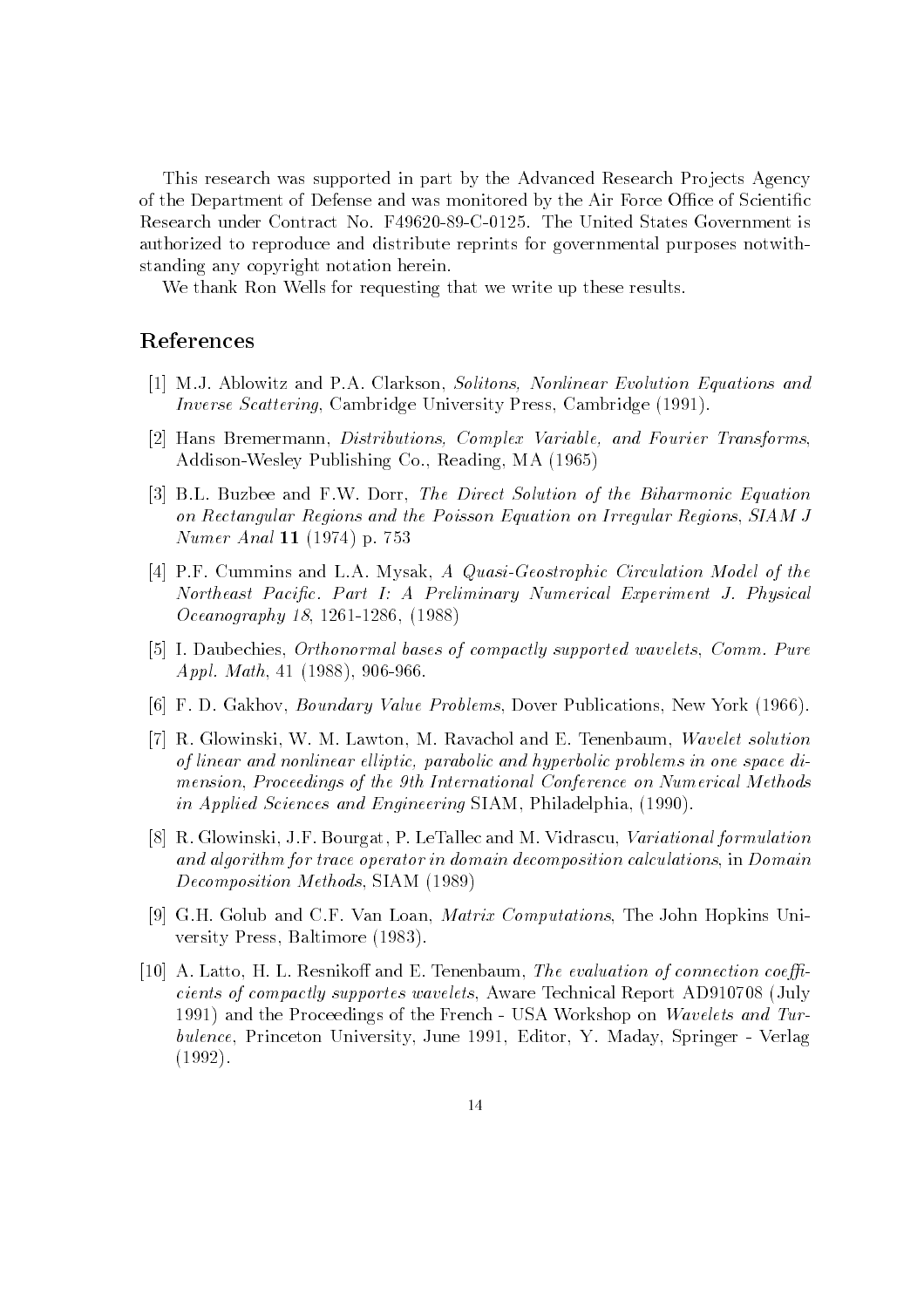This research was supported in part by the Advanced Research Projects Agency of the Department of Defense and was monitored by the Air Force Office of Scientific Research under Contract No. F49620-89-C-0125. The United States Government is authorized to reproduce and distribute reprints for governmental purposes notwithstanding any copyright notation herein.

We thank Ron Wells for requesting that we write up these results.

## References

[1] M.J. Ablowitz and P.A. Clarkson, *Solitons, Nonlinear Evolution Equations and Inverse Scattering*, Cambridge University Press, Cambridge (1991).

[2] Hans Bremermann, *Distributions, Complex Variable, and Fourier Transforms*, Addison-Wesley Publishing Co., Reading, MA (1965)

[3] B.L. Buzbee and F.W. Dorr, *The Direct Solution of the Biharmonic Equation on Rectangular Regions and the Poisson Equation on Irregular Regions*, *SIAM J Numer Anal* **11** (1974) p. 753

[4] P.F. Cummins and L.A. Mysak, *A Quasi-Geostrophic Circulation Model of the Northeast Pacific. Part I: A Preliminary Numerical Experiment J. Physical Oceanography 18*, 1261-1286, (1988)

[5] I. Daubechies, *Orthonormal bases of compactly supported wavelets*, *Comm. Pure Appl. Math*, 41 (1988), 906-966.

[6] F. D. Gakhov, *Boundary Value Problems*, Dover Publications, New York (1966).

[7] R. Glowinski, W. M. Lawton, M. Ravachol and E. Tenenbaum, *Wavelet solution of linear and nonlinear elliptic, parabolic and hyperbolic problems in one space dimension*, *Proceedings of the 9th International Conference on Numerical Methods in Applied Sciences and Engineering* SIAM, Philadelphia, (1990).

[8] R. Glowinski, J.F. Bourgat, P. LeTallec and M. Vidrascu, *Variational formulation and algorithm for trace operator in domain decomposition calculations*, in *Domain Decomposition Methods*, SIAM (1989)

[9] G.H. Golub and C.F. Van Loan, *Matrix Computations*, The John Hopkins University Press, Baltimore (1983).

[10] A. Latto, H. L. Resnikoff and E. Tenenbaum, *The evaluation of connection coefficients of compactly supportes wavelets*, Aware Technical Report AD910708 (July 1991) and the Proceedings of the French - USA Workshop on *Wavelets and Turbulence*, Princeton University, June 1991, Editor, Y. Maday, Springer - Verlag (1992).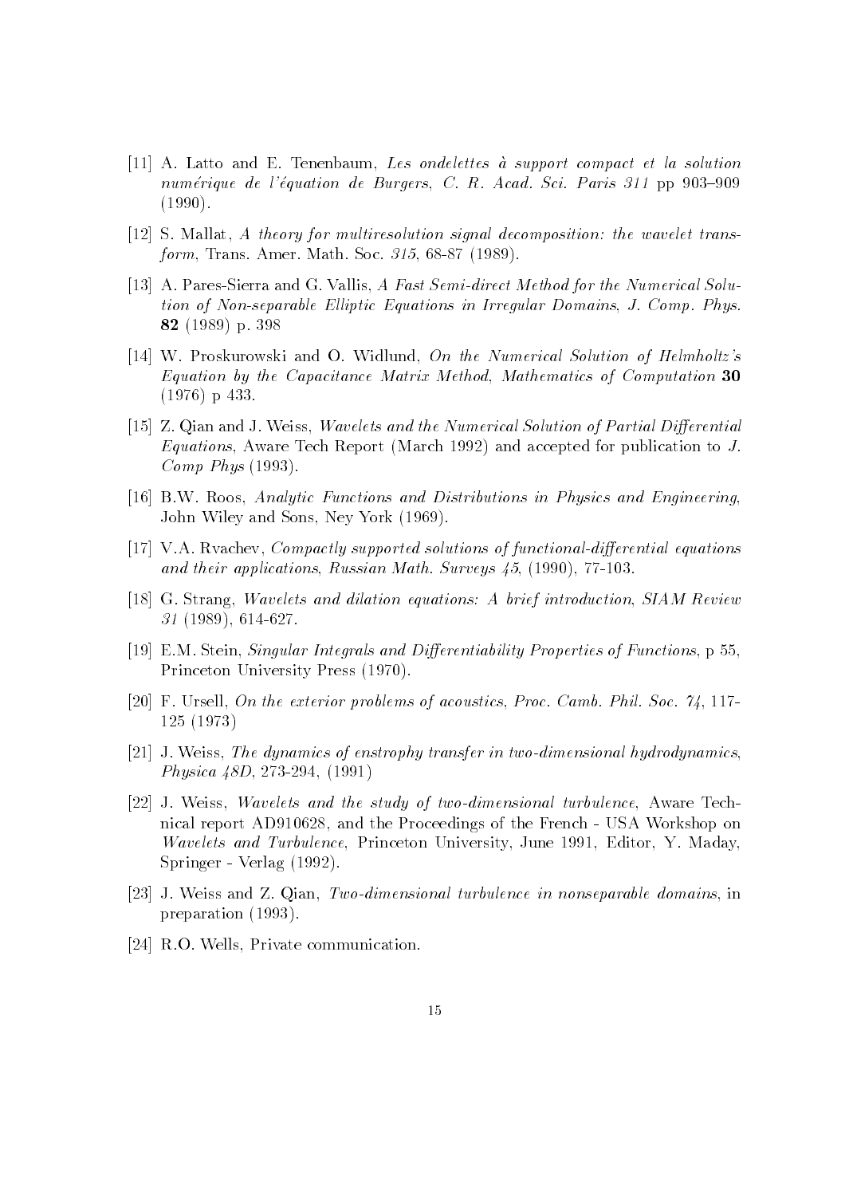[11] A. Latto and E. Tenenbaum, *Les ondelettes à support compact et la solution numérique de l'équation de Burgers*, *C. R. Acad. Sci. Paris 311* pp 903–909 (1990).

[12] S. Mallat, *A theory for multiresolution signal decomposition: the wavelet transform*, Trans. Amer. Math. Soc. *315*, 68-87 (1989).

[13] A. Pares-Sierra and G. Vallis, *A Fast Semi-direct Method for the Numerical Solution of Non-separable Elliptic Equations in Irregular Domains*, *J. Comp. Phys.* **82** (1989) p. 398

[14] W. Proskurowski and O. Widlund, *On the Numerical Solution of Helmholtz's Equation by the Capacitance Matrix Method*, *Mathematics of Computation* **30** (1976) p 433.

[15] Z. Qian and J. Weiss, *Wavelets and the Numerical Solution of Partial Differential Equations*, Aware Tech Report (March 1992) and accepted for publication to *J. Comp Phys* (1993).

[16] B.W. Roos, *Analytic Functions and Distributions in Physics and Engineering*, John Wiley and Sons, Ney York (1969).

[17] V.A. Rvachev, *Compactly supported solutions of functional-differential equations and their applications*, *Russian Math. Surveys 45*, (1990), 77-103.

[18] G. Strang, *Wavelets and dilation equations: A brief introduction*, *SIAM Review 31* (1989), 614-627.

[19] E.M. Stein, *Singular Integrals and Differentiability Properties of Functions*, p 55, Princeton University Press (1970).

[20] F. Ursell, *On the exterior problems of acoustics*, *Proc. Camb. Phil. Soc. 74*, 117-125 (1973)

[21] J. Weiss, *The dynamics of enstrophy transfer in two-dimensional hydrodynamics*, *Physica 48D*, 273-294, (1991)

[22] J. Weiss, *Wavelets and the study of two-dimensional turbulence*, Aware Technical report AD910628, and the Proceedings of the French - USA Workshop on *Wavelets and Turbulence*, Princeton University, June 1991, Editor, Y. Maday, Springer - Verlag (1992).

[23] J. Weiss and Z. Qian, *Two-dimensional turbulence in nonseparable domains*, in preparation (1993).

[24] R.O. Wells, Private communication.